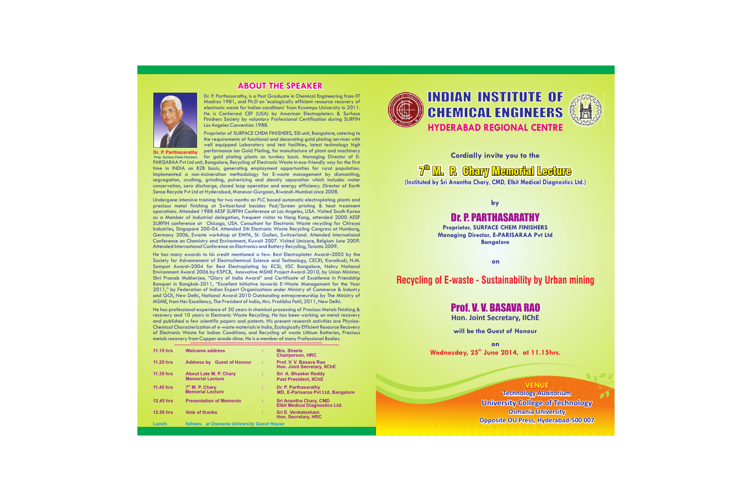## ABOUT THE SPEAKER

**Dr. P. Parthasarathy**
Prop. Surface Chem Finishers

Dr. P. Parthasarathy, is a Post Graduate in Chemical Engineering from IIT Madras 1981, and Ph.D on 'ecologically efficient resource recovery of electronic waste for Indian conditions' from Kuvempu University in 2011. He is Conferred CEF (USA) by American Electroplaters & Surface Finishers Society by voluntary Professional Certification during SURFIN Los Angeles Convention 1988.

Proprietor of SURFACE CHEM FINISHERS, SSI unit, Bangalore, catering to the requirements of functional and decorating gold plating services with well equipped Laboratory and test facilities, latest technology high performance Ion Gold Plating, for manufacture of plant and machinery for gold plating plants on turnkey basis. Managing Director of E-PARISARAA Pvt Ltd unit, Bangalore, Recycling of Electronic Waste in eco-friendly way for the first time in INDIA on B2B basis, generating employment opportunities for rural population. Implemented a non-incineration methodology for E-waste management by dismantling, segregation, crushing, grinding, pulverizing and density separation which includes water conservation, zero discharge, closed loop operation and energy efficiency. Director of Earth Sense Recycle Pvt Ltd at Hyderabad, Manesar-Gurgaon, Biwandi-Mumbai since 2008.

Undergone intensive training for two months on PLC based automatic electroplating plants and precious metal finishing at Switzerland besides Pad/Screen printing & heat treatment operations. Attended 1988 AESF SURFIN Conference at Los Angeles, USA. Visited South Korea as a Member of Industrial delegation, frequent visitor to Hong Kong, attended 2000 AESF SURFIN conference at Chicago, USA. Consultant for Electronic Waste recycling for Citiraya Industries, Singapore 200-04. Attended 5th Electronic Waste Recycling Congress at Humburg, Germany 2006, Ewaste workshop at EMPA, St. Gallen, Switzerland. Attended International Conference on Chemistry and Environment, Kuwait 2007. Visited Umicore, Belgium June 2009. Attended International Conference on Electronics and Battery Recycling, Toronto 2009.

He has many awards to his credit mentioned a few: Best Electroplater Award–2003 by the Society for Advancement of Electrochemical Science and Technology, CECRI, Karaikudi, N.M. Sampat Award–2004 for Best Electroplating by ECSI, IISC Bangalore, Nehru National Environment Award 2006 by KSPCB, Innovative MSME Project Award-2010, by Union Minister, Shri Pranab Mukherjee, "Glory of India Award" and Certificate of Excellence in Friendship Banquet in Bangkok-2011, "Excellent Initiative towards E-Waste Management for the Year 2011," by Federation of Indian Export Organizations under Ministry of Commerce & Industry and GOI, New Delhi, National Award-2010 Outstanding entrepreneurship by The Ministry of MSME, from Her Excellency, The President of India, Mrs. Pratibha Patil, 2011, New Delhi.

He has professional experience of 30 years in chemical processing of Precious Metals finishing & recovery and 10 years in Electronic Waste Recycling. He has been working on metal recovery and published a few scientific papers and patents. His present research activities are Physico-Chemical Characterization of e-waste materials in India, Ecologically Efficient Resource Recovery of Electronic Waste for Indian Conditions, and Recycling of waste Lithium Batteries, Precious metals recovery from Copper anode slime. He is a member of many Professional Bodies.

| Time | Programme | | Speaker |
|---|---|---|---|
| 11.15 hrs | Welcome address | : | Mrs. Sheela, Chairperson, HRC |
| 11.25 hrs | Address by Guest of Honour | : | Prof. V. V. Basava Rao, Hon. Joint Secretary, IIChE |
| 11.35 hrs | About Late M. P. Chary Memorial Lecture | : | Sri A. Bhasker Reddy, Past President, IIChE |
| 11.45 hrs | 7th M. P. Chary Memorial Lecture | : | Dr. P. Parthasarathy, MD, E-Parisaraa Pvt Ltd, Bangalore |
| 12.45 hrs | Presentation of Memento | : | Sri Anantha Chary, CMD, Elbit Medical Diagnostics Ltd. |
| 12.50 hrs | Vote of thanks | : | Sri E. Venkatesham, Hon. Secretary, HRC |
| Lunch | follows *at Osmania University Guest House* | | |

# INDIAN INSTITUTE OF CHEMICAL ENGINEERS

## HYDERABAD REGIONAL CENTRE

**Cordially invite you to the**

## 7th M. P. Chary Memorial Lecture

**(Instituted by Sri Anantha Chary, CMD, Elbit Medical Diagnostics Ltd.)**

**by**

## Dr. P. PARTHASARATHY

**Proprietor, SURFACE CHEM FINISHERS**
**Managing Director, E-PARISARAA Pvt Ltd**
**Bangalore**

**on**

## Recycling of E-waste - Sustainability by Urban mining

## Prof. V. V. BASAVA RAO

**Hon. Joint Secretary, IIChE**

**will be the Guest of Honour**

**on**

**Wednesday, 25th June 2014, at 11.15hrs.**

**VENUE**
Technology Auditorium
University College of Technology
Osmania University
Opposite OU Press, Hyderabad-500 007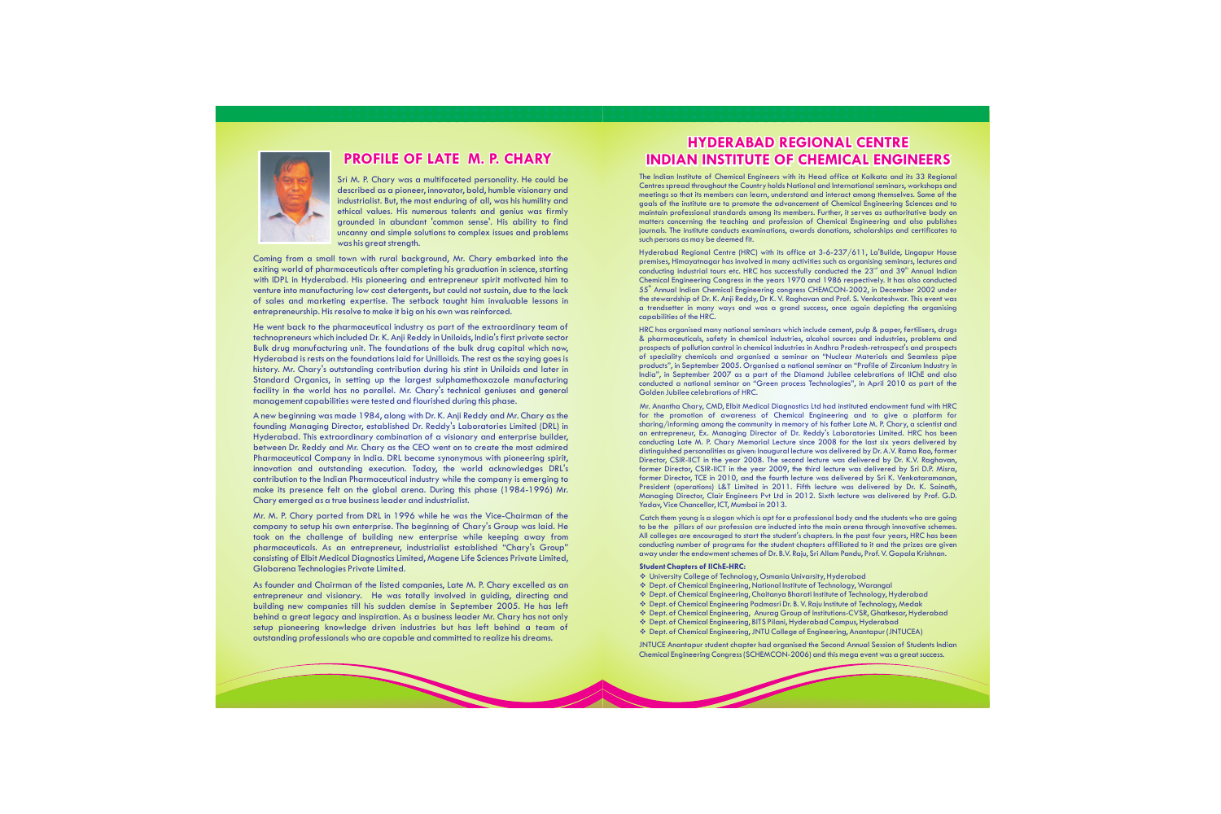## PROFILE OF LATE M. P. CHARY

Sri M. P. Chary was a multifaceted personality. He could be described as a pioneer, innovator, bold, humble visionary and industrialist. But, the most enduring of all, was his humility and ethical values. His numerous talents and genius was firmly grounded in abundant 'common sense'. His ability to find uncanny and simple solutions to complex issues and problems was his great strength.

Coming from a small town with rural background, Mr. Chary embarked into the exiting world of pharmaceuticals after completing his graduation in science, starting with IDPL in Hyderabad. His pioneering and entrepreneur spirit motivated him to venture into manufacturing low cost detergents, but could not sustain, due to the lack of sales and marketing expertise. The setback taught him invaluable lessons in entrepreneurship. His resolve to make it big on his own was reinforced.

He went back to the pharmaceutical industry as part of the extraordinary team of technopreneurs which included Dr. K. Anji Reddy in Uniloids, India's first private sector Bulk drug manufacturing unit. The foundations of the bulk drug capital which now, Hyderabad is rests on the foundations laid for Uniloids. The rest as the saying goes is history. Mr. Chary's outstanding contribution during his stint in Uniloids and later in Standard Organics, in setting up the largest sulphamethoxazole manufacturing facility in the world has no parallel. Mr. Chary's technical geniuses and general management capabilities were tested and flourished during this phase.

A new beginning was made 1984, along with Dr. K. Anji Reddy and Mr. Chary as the founding Managing Director, established Dr. Reddy's Laboratories Limited (DRL) in Hyderabad. This extraordinary combination of a visionary and enterprise builder, between Dr. Reddy and Mr. Chary as the CEO went on to create the most admired Pharmaceutical Company in India. DRL became synonymous with pioneering spirit, innovation and outstanding execution. Today, the world acknowledges DRL's contribution to the Indian Pharmaceutical industry while the company is emerging to make its presence felt on the global arena. During this phase (1984-1996) Mr. Chary emerged as a true business leader and industrialist.

Mr. M. P. Chary parted from DRL in 1996 while he was the Vice-Chairman of the company to setup his own enterprise. The beginning of Chary's Group was laid. He took on the challenge of building new enterprise while keeping away from pharmaceuticals. As an entrepreneur, industrialist established "Chary's Group" consisting of Elbit Medical Diagnostics Limited, Magene Life Sciences Private Limited, Globarena Technologies Private Limited.

As founder and Chairman of the listed companies, Late M. P. Chary excelled as an entrepreneur and visionary. He was totally involved in guiding, directing and building new companies till his sudden demise in September 2005. He has left behind a great legacy and inspiration. As a business leader Mr. Chary has not only setup pioneering knowledge driven industries but has left behind a team of outstanding professionals who are capable and committed to realize his dreams.

## HYDERABAD REGIONAL CENTRE
## INDIAN INSTITUTE OF CHEMICAL ENGINEERS

The Indian Institute of Chemical Engineers with its Head office at Kolkata and its 33 Regional Centres spread throughout the Country holds National and International seminars, workshops and meetings so that its members can learn, understand and interact among themselves. Some of the goals of the institute are to promote the advancement of Chemical Engineering Sciences and to maintain professional standards among its members. Further, it serves as authoritative body on matters concerning the teaching and profession of Chemical Engineering and also publishes journals. The institute conducts examinations, awards donations, scholarships and certificates to such persons as may be deemed fit.

Hyderabad Regional Centre (HRC) with its office at 3-6-237/611, La'Builde, Lingapur House premises, Himayatnagar has involved in many activities such as organising seminars, lectures and conducting industrial tours etc. HRC has successfully conducted the 23rd and 39th Annual Indian Chemical Engineering Congress in the years 1970 and 1986 respectively. It has also conducted 55th Annual Indian Chemical Engineering congress CHEMCON-2002, in December 2002 under the stewardship of Dr. K. Anji Reddy, Dr K. V. Raghavan and Prof. S. Venkateshwar. This event was a trendsetter in many ways and was a grand success, once again depicting the organising capabilities of the HRC.

HRC has organised many national seminars which include cement, pulp & paper, fertilisers, drugs & pharmaceuticals, safety in chemical industries, alcohol sources and industries, problems and prospects of pollution control in chemical industries in Andhra Pradesh-retrospect's and prospects of speciality chemicals and organised a seminar on "Nuclear Materials and Seamless pipe products", in September 2005. Organised a national seminar on "Profile of Zirconium Industry in India", in September 2007 as a part of the Diamond Jubilee celebrations of IIChE and also conducted a national seminar on "Green process Technologies", in April 2010 as part of the Golden Jubilee celebrations of HRC.

Mr. Anantha Chary, CMD, Elbit Medical Diagnostics Ltd had instituted endowment fund with HRC for the promotion of awareness of Chemical Engineering and to give a platform for sharing/informing among the community in memory of his father Late M. P. Chary, a scientist and an entrepreneur, Ex. Managing Director of Dr. Reddy's Laboratories Limited. HRC has been conducting Late M. P. Chary Memorial Lecture since 2008 for the last six years delivered by distinguished personalities as given: Inaugural lecture was delivered by Dr. A.V. Rama Rao, former Director, CSIR-IICT in the year 2008. The second lecture was delivered by Dr. K.V. Raghavan, former Director, CSIR-IICT in the year 2009, the third lecture was delivered by Sri D.P. Misra, former Director, TCE in 2010, and the fourth lecture was delivered by Sri K. Venkataramanan, President (operations) L&T Limited in 2011. Fifth lecture was delivered by Dr. K. Sainath, Managing Director, Clair Engineers Pvt Ltd in 2012. Sixth lecture was delivered by Prof. G.D. Yadav, Vice Chancellor, ICT, Mumbai in 2013.

Catch them young is a slogan which is apt for a professional body and the students who are going to be the pillars of our profession are inducted into the main arena through innovative schemes. All colleges are encouraged to start the student's chapters. In the past four years, HRC has been conducting number of programs for the student chapters affiliated to it and the prizes are given away under the endowment schemes of Dr. B.V. Raju, Sri Allam Pandu, Prof. V. Gopala Krishnan.

**Student Chapters of IIChE-HRC:**

- University College of Technology, Osmania University, Hyderabad
- Dept. of Chemical Engineering, National Institute of Technology, Warangal
- Dept. of Chemical Engineering, Chaitanya Bharati Institute of Technology, Hyderabad
- Dept. of Chemical Engineering Padmasri Dr. B. V. Raju Institute of Technology, Medak
- Dept. of Chemical Engineering, Anurag Group of Institutions-CVSR, Ghatkesar, Hyderabad
- Dept. of Chemical Engineering, BITS Pilani, Hyderabad Campus, Hyderabad
- Dept. of Chemical Engineering, JNTU College of Engineering, Anantapur (JNTUCEA)

JNTUCE Anantapur student chapter had organised the Second Annual Session of Students Indian Chemical Engineering Congress (SCHEMCON-2006) and this mega event was a great success.